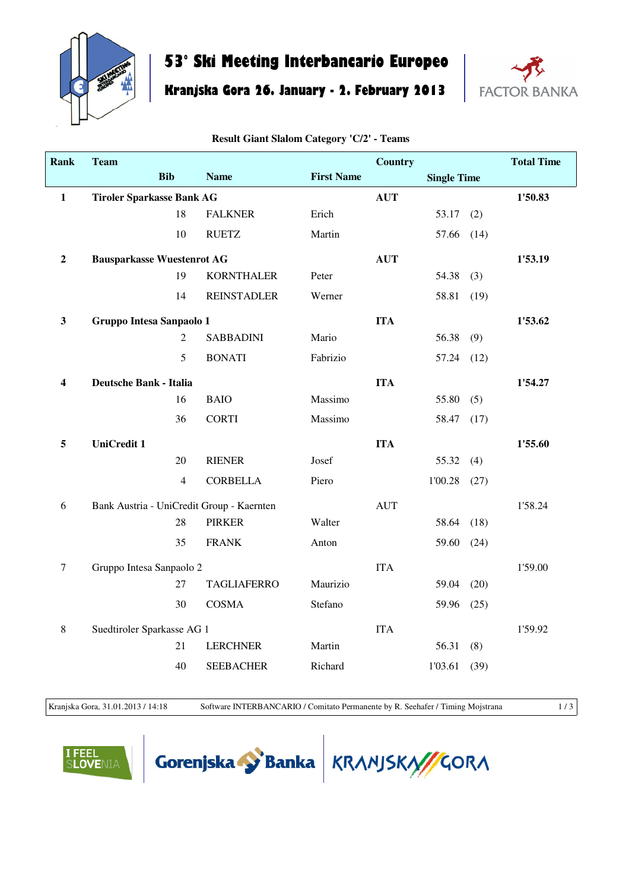# 53° Ski Meeting Interbancario Europeo

## Kranjska Gora 26. January - 2. February 2013

### Result Giant Slalom Category 'C/2' - Teams

| Rank | Team | | | | Country | Single Time | | Total Time |
|---|---|---|---|---|---|---|---|---|
| | | Bib | Name | First Name | | | | |
| **1** | **Tiroler Sparkasse Bank AG** | | | | **AUT** | | | **1'50.83** |
| | | 18 | FALKNER | Erich | | 53.17 | (2) | |
| | | 10 | RUETZ | Martin | | 57.66 | (14) | |
| **2** | **Bausparkasse Wuestenrot AG** | | | | **AUT** | | | **1'53.19** |
| | | 19 | KORNTHALER | Peter | | 54.38 | (3) | |
| | | 14 | REINSTADLER | Werner | | 58.81 | (19) | |
| **3** | **Gruppo Intesa Sanpaolo 1** | | | | **ITA** | | | **1'53.62** |
| | | 2 | SABBADINI | Mario | | 56.38 | (9) | |
| | | 5 | BONATI | Fabrizio | | 57.24 | (12) | |
| **4** | **Deutsche Bank - Italia** | | | | **ITA** | | | **1'54.27** |
| | | 16 | BAIO | Massimo | | 55.80 | (5) | |
| | | 36 | CORTI | Massimo | | 58.47 | (17) | |
| **5** | **UniCredit 1** | | | | **ITA** | | | **1'55.60** |
| | | 20 | RIENER | Josef | | 55.32 | (4) | |
| | | 4 | CORBELLA | Piero | | 1'00.28 | (27) | |
| 6 | Bank Austria - UniCredit Group - Kaernten | | | | AUT | | | 1'58.24 |
| | | 28 | PIRKER | Walter | | 58.64 | (18) | |
| | | 35 | FRANK | Anton | | 59.60 | (24) | |
| 7 | Gruppo Intesa Sanpaolo 2 | | | | ITA | | | 1'59.00 |
| | | 27 | TAGLIAFERRO | Maurizio | | 59.04 | (20) | |
| | | 30 | COSMA | Stefano | | 59.96 | (25) | |
| 8 | Suedtiroler Sparkasse AG 1 | | | | ITA | | | 1'59.92 |
| | | 21 | LERCHNER | Martin | | 56.31 | (8) | |
| | | 40 | SEEBACHER | Richard | | 1'03.61 | (39) | |

Kranjska Gora, 31.01.2013 / 14:18 — Software INTERBANCARIO / Comitato Permanente by R. Seehafer / Timing Mojstrana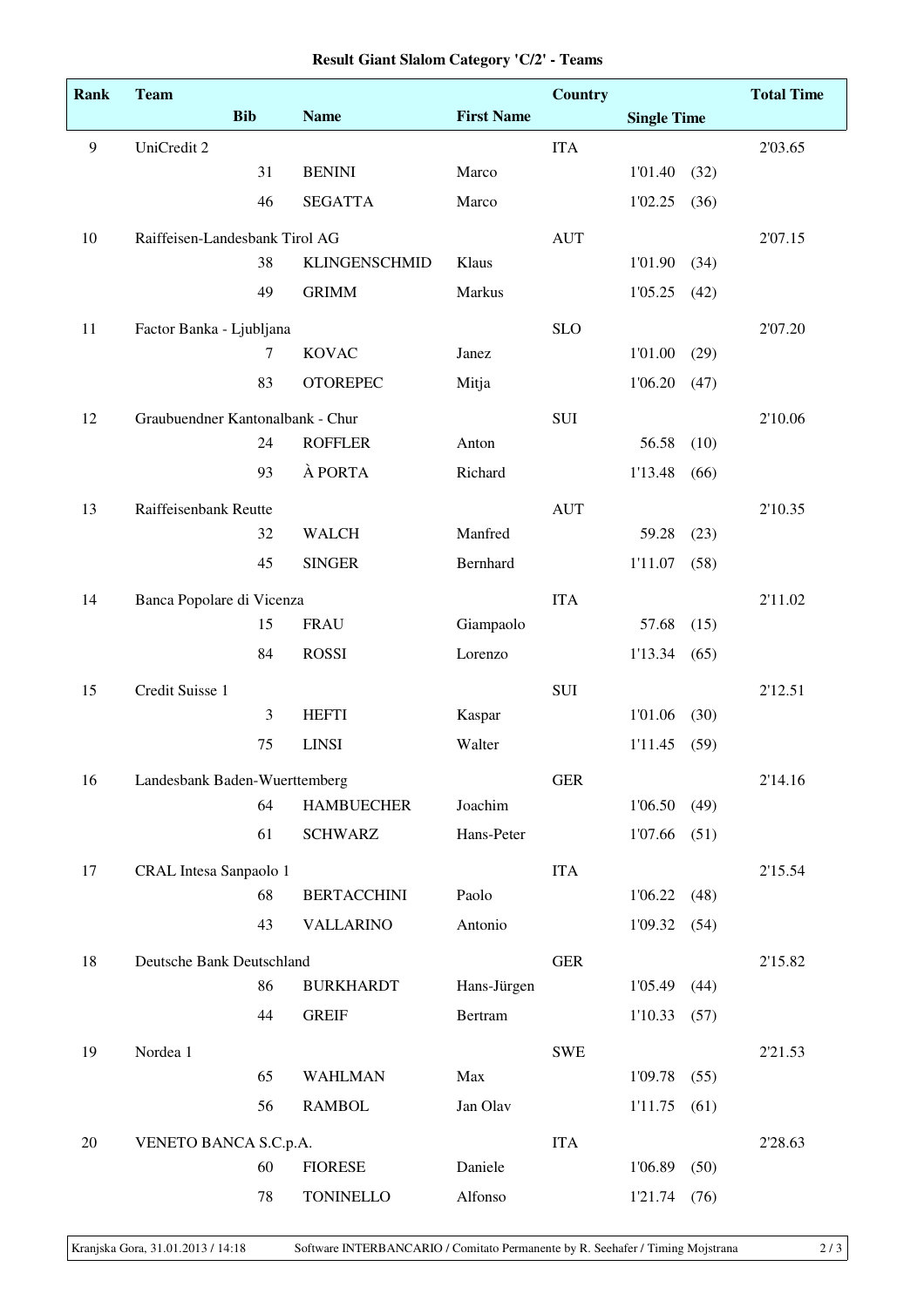# Result Giant Slalom Category 'C/2' - Teams

| Rank | Team | | | Country | Single Time | | Total Time |
|---|---|---|---|---|---|---|---|
| | Bib | Name | First Name | | | | |
| 9 | UniCredit 2 | | | ITA | | | 2'03.65 |
| | 31 | BENINI | Marco | | 1'01.40 | (32) | |
| | 46 | SEGATTA | Marco | | 1'02.25 | (36) | |
| 10 | Raiffeisen-Landesbank Tirol AG | | | AUT | | | 2'07.15 |
| | 38 | KLINGENSCHMID | Klaus | | 1'01.90 | (34) | |
| | 49 | GRIMM | Markus | | 1'05.25 | (42) | |
| 11 | Factor Banka - Ljubljana | | | SLO | | | 2'07.20 |
| | 7 | KOVAC | Janez | | 1'01.00 | (29) | |
| | 83 | OTOREPEC | Mitja | | 1'06.20 | (47) | |
| 12 | Graubuendner Kantonalbank - Chur | | | SUI | | | 2'10.06 |
| | 24 | ROFFLER | Anton | | 56.58 | (10) | |
| | 93 | À PORTA | Richard | | 1'13.48 | (66) | |
| 13 | Raiffeisenbank Reutte | | | AUT | | | 2'10.35 |
| | 32 | WALCH | Manfred | | 59.28 | (23) | |
| | 45 | SINGER | Bernhard | | 1'11.07 | (58) | |
| 14 | Banca Popolare di Vicenza | | | ITA | | | 2'11.02 |
| | 15 | FRAU | Giampaolo | | 57.68 | (15) | |
| | 84 | ROSSI | Lorenzo | | 1'13.34 | (65) | |
| 15 | Credit Suisse 1 | | | SUI | | | 2'12.51 |
| | 3 | HEFTI | Kaspar | | 1'01.06 | (30) | |
| | 75 | LINSI | Walter | | 1'11.45 | (59) | |
| 16 | Landesbank Baden-Wuerttemberg | | | GER | | | 2'14.16 |
| | 64 | HAMBUECHER | Joachim | | 1'06.50 | (49) | |
| | 61 | SCHWARZ | Hans-Peter | | 1'07.66 | (51) | |
| 17 | CRAL Intesa Sanpaolo 1 | | | ITA | | | 2'15.54 |
| | 68 | BERTACCHINI | Paolo | | 1'06.22 | (48) | |
| | 43 | VALLARINO | Antonio | | 1'09.32 | (54) | |
| 18 | Deutsche Bank Deutschland | | | GER | | | 2'15.82 |
| | 86 | BURKHARDT | Hans-Jürgen | | 1'05.49 | (44) | |
| | 44 | GREIF | Bertram | | 1'10.33 | (57) | |
| 19 | Nordea 1 | | | SWE | | | 2'21.53 |
| | 65 | WAHLMAN | Max | | 1'09.78 | (55) | |
| | 56 | RAMBOL | Jan Olav | | 1'11.75 | (61) | |
| 20 | VENETO BANCA S.C.p.A. | | | ITA | | | 2'28.63 |
| | 60 | FIORESE | Daniele | | 1'06.89 | (50) | |
| | 78 | TONINELLO | Alfonso | | 1'21.74 | (76) | |

Kranjska Gora, 31.01.2013 / 14:18 Software INTERBANCARIO / Comitato Permanente by R. Seehafer / Timing Mojstrana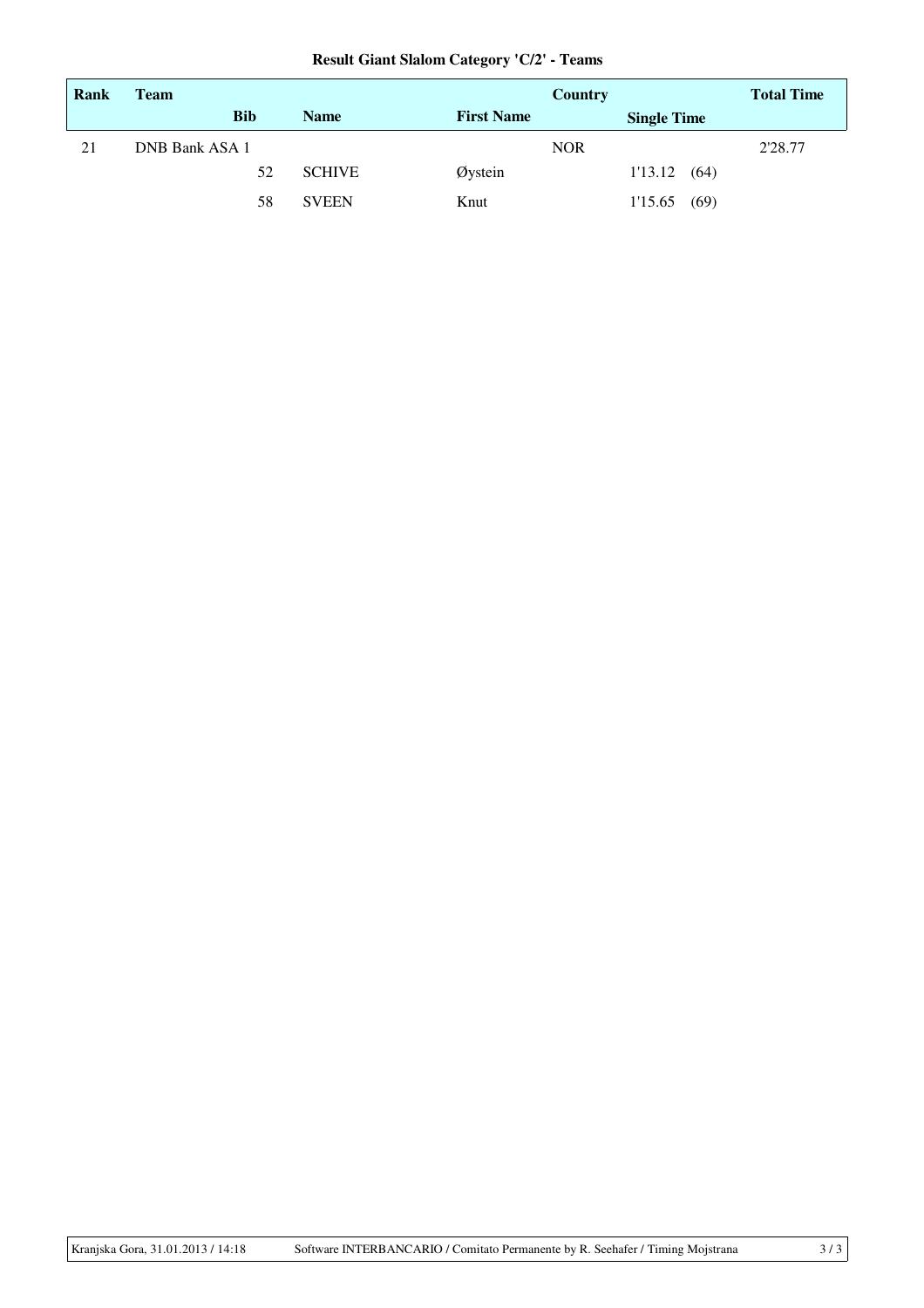**Result Giant Slalom Category 'C/2' - Teams**

| Rank | Team | | | Country | | Total Time |
|---|---|---|---|---|---|---|
| | Bib | Name | First Name | | Single Time | |
| 21 | DNB Bank ASA 1 | | | NOR | | 2'28.77 |
| | 52 | SCHIVE | Øystein | | 1'13.12 (64) | |
| | 58 | SVEEN | Knut | | 1'15.65 (69) | |

Kranjska Gora, 31.01.2013 / 14:18 Software INTERBANCARIO / Comitato Permanente by R. Seehafer / Timing Mojstrana